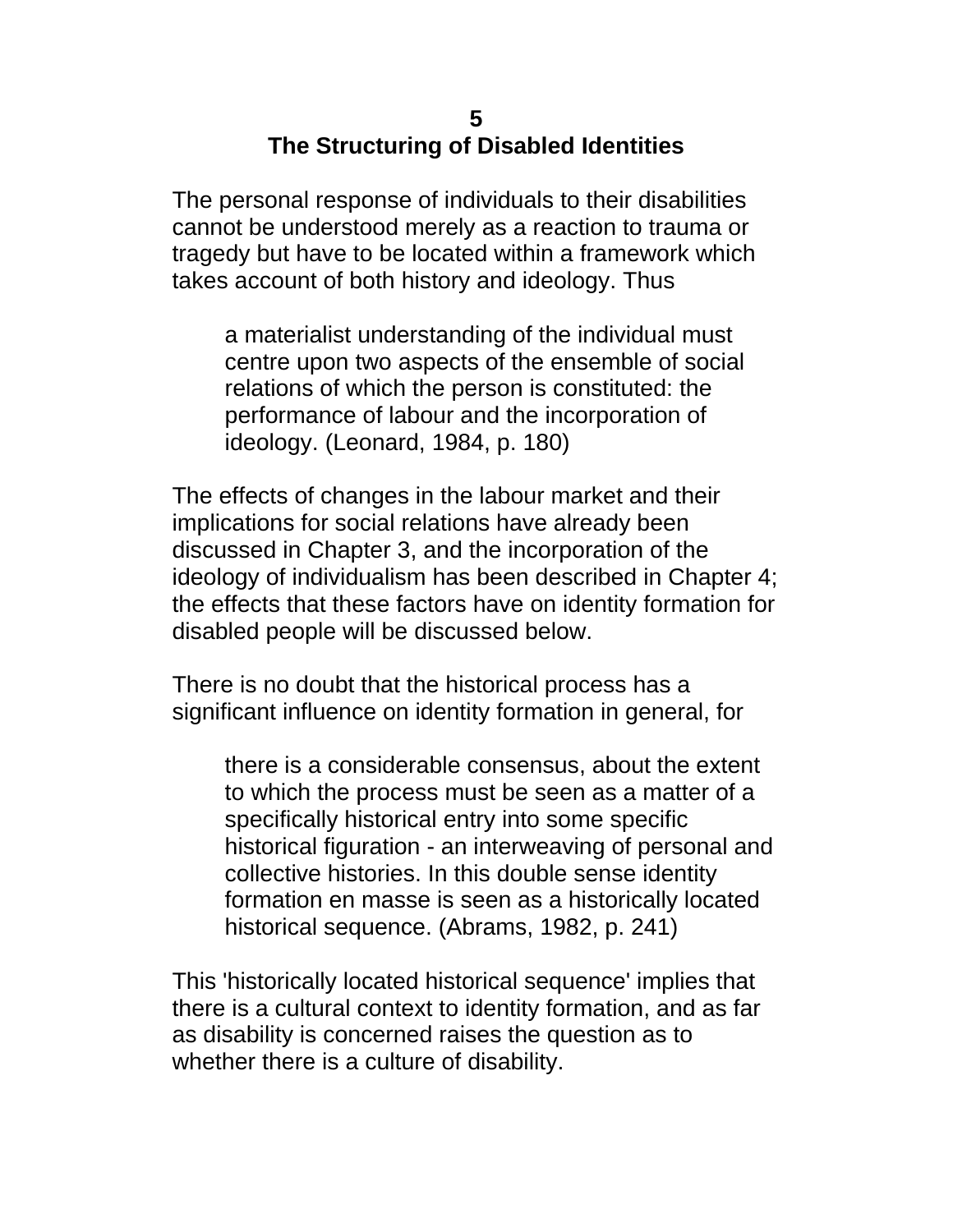# 5
# The Structuring of Disabled Identities

The personal response of individuals to their disabilities cannot be understood merely as a reaction to trauma or tragedy but have to be located within a framework which takes account of both history and ideology. Thus

> a materialist understanding of the individual must centre upon two aspects of the ensemble of social relations of which the person is constituted: the performance of labour and the incorporation of ideology. (Leonard, 1984, p. 180)

The effects of changes in the labour market and their implications for social relations have already been discussed in Chapter 3, and the incorporation of the ideology of individualism has been described in Chapter 4; the effects that these factors have on identity formation for disabled people will be discussed below.

There is no doubt that the historical process has a significant influence on identity formation in general, for

> there is a considerable consensus, about the extent to which the process must be seen as a matter of a specifically historical entry into some specific historical figuration - an interweaving of personal and collective histories. In this double sense identity formation en masse is seen as a historically located historical sequence. (Abrams, 1982, p. 241)

This 'historically located historical sequence' implies that there is a cultural context to identity formation, and as far as disability is concerned raises the question as to whether there is a culture of disability.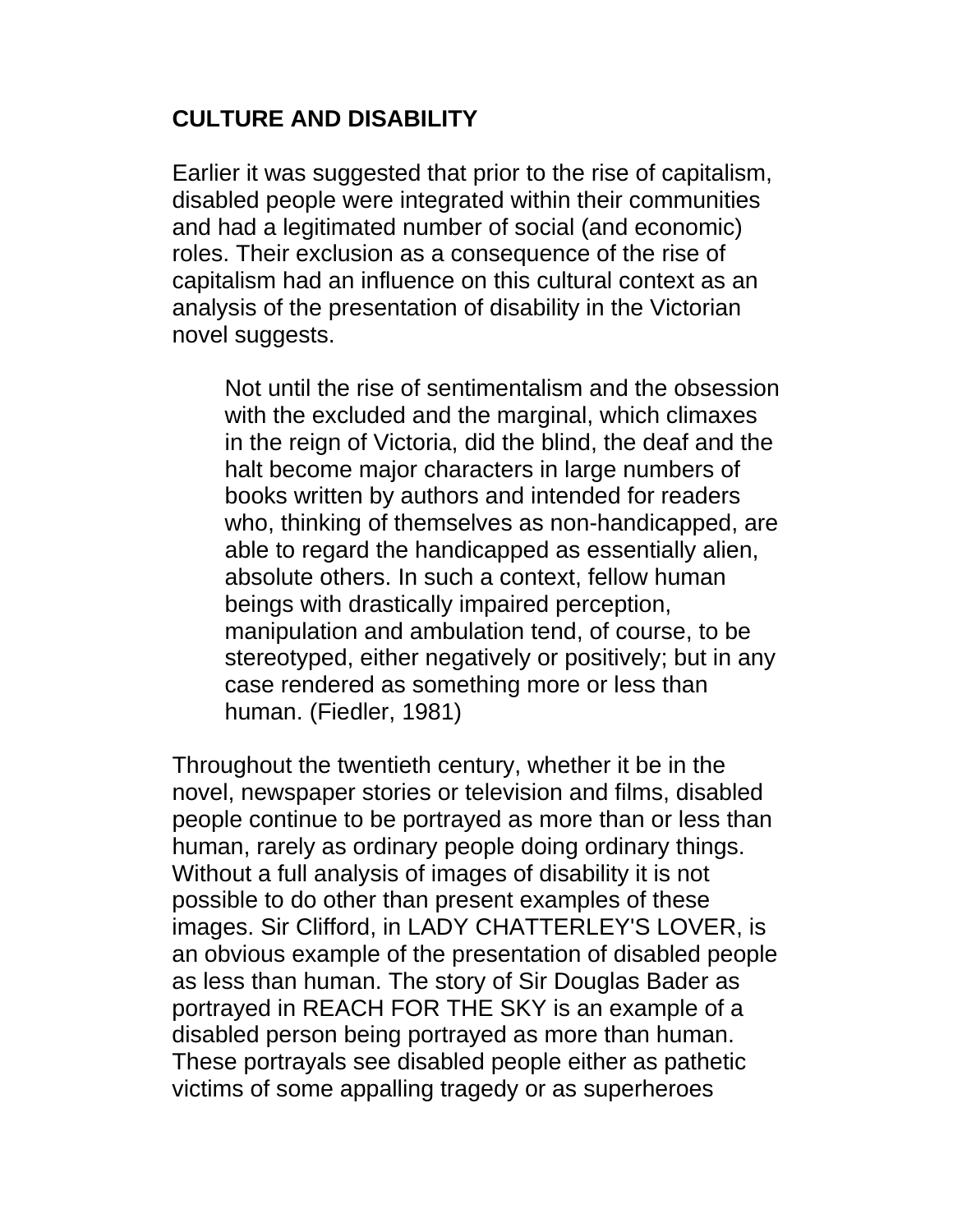## CULTURE AND DISABILITY

Earlier it was suggested that prior to the rise of capitalism, disabled people were integrated within their communities and had a legitimated number of social (and economic) roles. Their exclusion as a consequence of the rise of capitalism had an influence on this cultural context as an analysis of the presentation of disability in the Victorian novel suggests.

> Not until the rise of sentimentalism and the obsession with the excluded and the marginal, which climaxes in the reign of Victoria, did the blind, the deaf and the halt become major characters in large numbers of books written by authors and intended for readers who, thinking of themselves as non-handicapped, are able to regard the handicapped as essentially alien, absolute others. In such a context, fellow human beings with drastically impaired perception, manipulation and ambulation tend, of course, to be stereotyped, either negatively or positively; but in any case rendered as something more or less than human. (Fiedler, 1981)

Throughout the twentieth century, whether it be in the novel, newspaper stories or television and films, disabled people continue to be portrayed as more than or less than human, rarely as ordinary people doing ordinary things. Without a full analysis of images of disability it is not possible to do other than present examples of these images. Sir Clifford, in LADY CHATTERLEY'S LOVER, is an obvious example of the presentation of disabled people as less than human. The story of Sir Douglas Bader as portrayed in REACH FOR THE SKY is an example of a disabled person being portrayed as more than human. These portrayals see disabled people either as pathetic victims of some appalling tragedy or as superheroes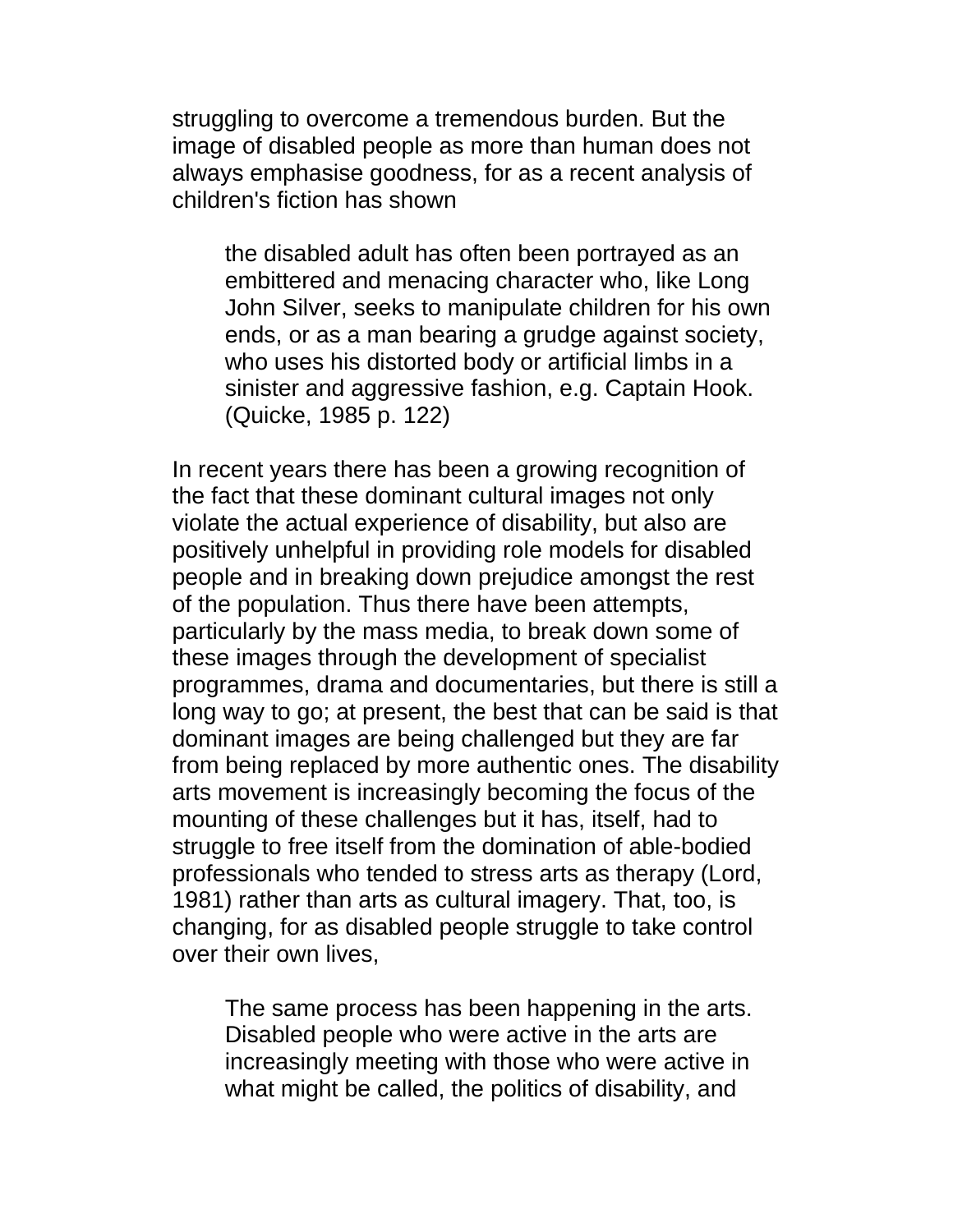struggling to overcome a tremendous burden. But the image of disabled people as more than human does not always emphasise goodness, for as a recent analysis of children's fiction has shown

> the disabled adult has often been portrayed as an embittered and menacing character who, like Long John Silver, seeks to manipulate children for his own ends, or as a man bearing a grudge against society, who uses his distorted body or artificial limbs in a sinister and aggressive fashion, e.g. Captain Hook. (Quicke, 1985 p. 122)

In recent years there has been a growing recognition of the fact that these dominant cultural images not only violate the actual experience of disability, but also are positively unhelpful in providing role models for disabled people and in breaking down prejudice amongst the rest of the population. Thus there have been attempts, particularly by the mass media, to break down some of these images through the development of specialist programmes, drama and documentaries, but there is still a long way to go; at present, the best that can be said is that dominant images are being challenged but they are far from being replaced by more authentic ones. The disability arts movement is increasingly becoming the focus of the mounting of these challenges but it has, itself, had to struggle to free itself from the domination of able-bodied professionals who tended to stress arts as therapy (Lord, 1981) rather than arts as cultural imagery. That, too, is changing, for as disabled people struggle to take control over their own lives,

> The same process has been happening in the arts. Disabled people who were active in the arts are increasingly meeting with those who were active in what might be called, the politics of disability, and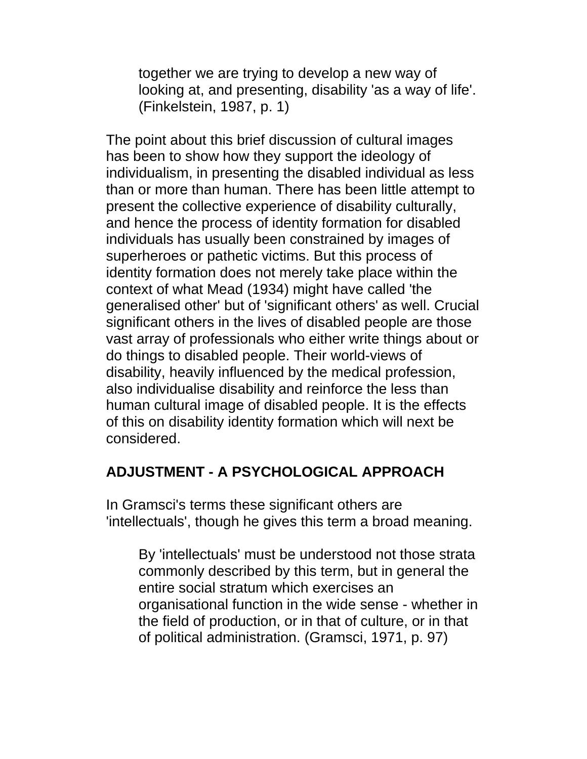> together we are trying to develop a new way of looking at, and presenting, disability 'as a way of life'. (Finkelstein, 1987, p. 1)

The point about this brief discussion of cultural images has been to show how they support the ideology of individualism, in presenting the disabled individual as less than or more than human. There has been little attempt to present the collective experience of disability culturally, and hence the process of identity formation for disabled individuals has usually been constrained by images of superheroes or pathetic victims. But this process of identity formation does not merely take place within the context of what Mead (1934) might have called 'the generalised other' but of 'significant others' as well. Crucial significant others in the lives of disabled people are those vast array of professionals who either write things about or do things to disabled people. Their world-views of disability, heavily influenced by the medical profession, also individualise disability and reinforce the less than human cultural image of disabled people. It is the effects of this on disability identity formation which will next be considered.

## ADJUSTMENT - A PSYCHOLOGICAL APPROACH

In Gramsci's terms these significant others are 'intellectuals', though he gives this term a broad meaning.

> By 'intellectuals' must be understood not those strata commonly described by this term, but in general the entire social stratum which exercises an organisational function in the wide sense - whether in the field of production, or in that of culture, or in that of political administration. (Gramsci, 1971, p. 97)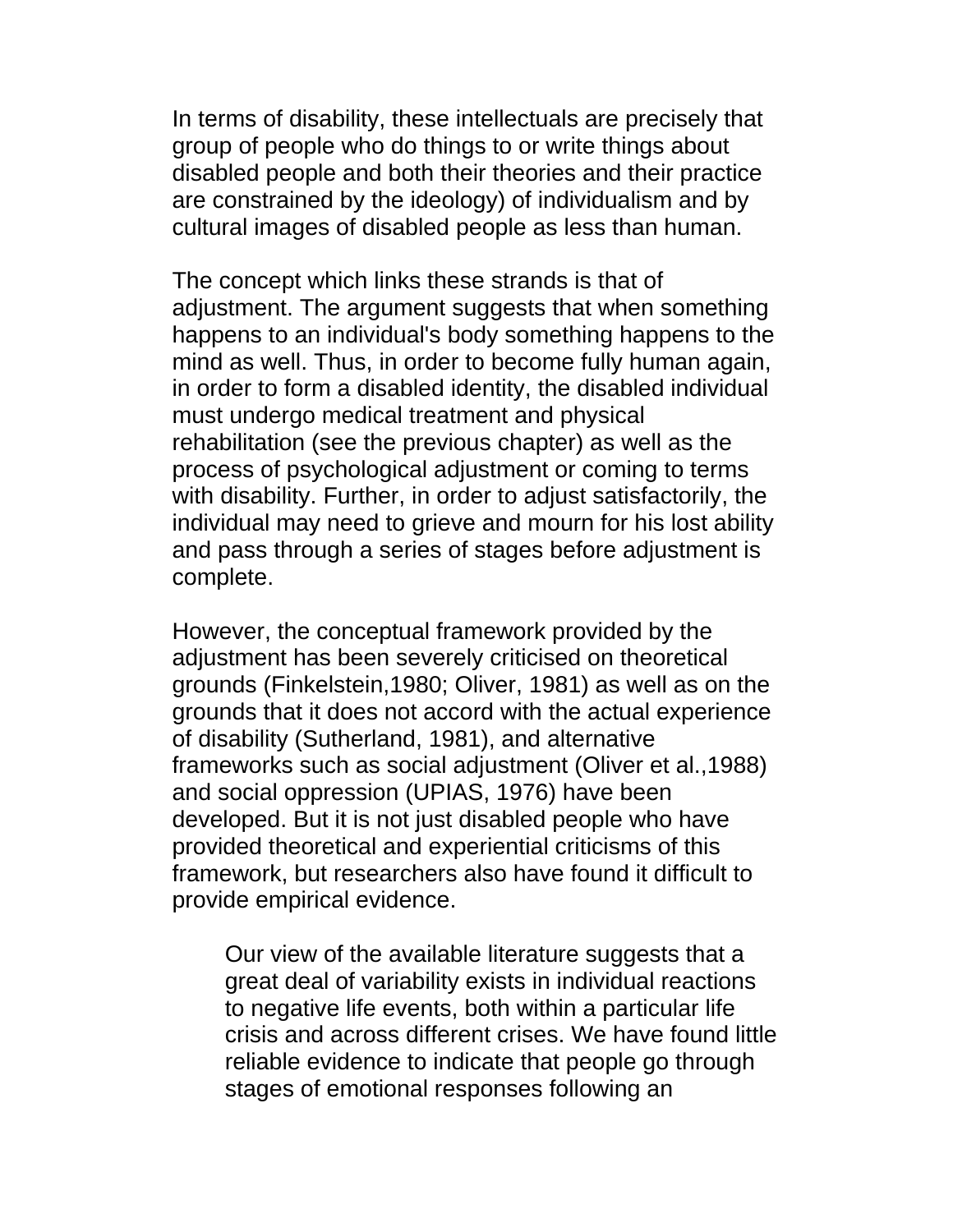In terms of disability, these intellectuals are precisely that group of people who do things to or write things about disabled people and both their theories and their practice are constrained by the ideology) of individualism and by cultural images of disabled people as less than human.

The concept which links these strands is that of adjustment. The argument suggests that when something happens to an individual's body something happens to the mind as well. Thus, in order to become fully human again, in order to form a disabled identity, the disabled individual must undergo medical treatment and physical rehabilitation (see the previous chapter) as well as the process of psychological adjustment or coming to terms with disability. Further, in order to adjust satisfactorily, the individual may need to grieve and mourn for his lost ability and pass through a series of stages before adjustment is complete.

However, the conceptual framework provided by the adjustment has been severely criticised on theoretical grounds (Finkelstein,1980; Oliver, 1981) as well as on the grounds that it does not accord with the actual experience of disability (Sutherland, 1981), and alternative frameworks such as social adjustment (Oliver et al.,1988) and social oppression (UPIAS, 1976) have been developed. But it is not just disabled people who have provided theoretical and experiential criticisms of this framework, but researchers also have found it difficult to provide empirical evidence.

> Our view of the available literature suggests that a great deal of variability exists in individual reactions to negative life events, both within a particular life crisis and across different crises. We have found little reliable evidence to indicate that people go through stages of emotional responses following an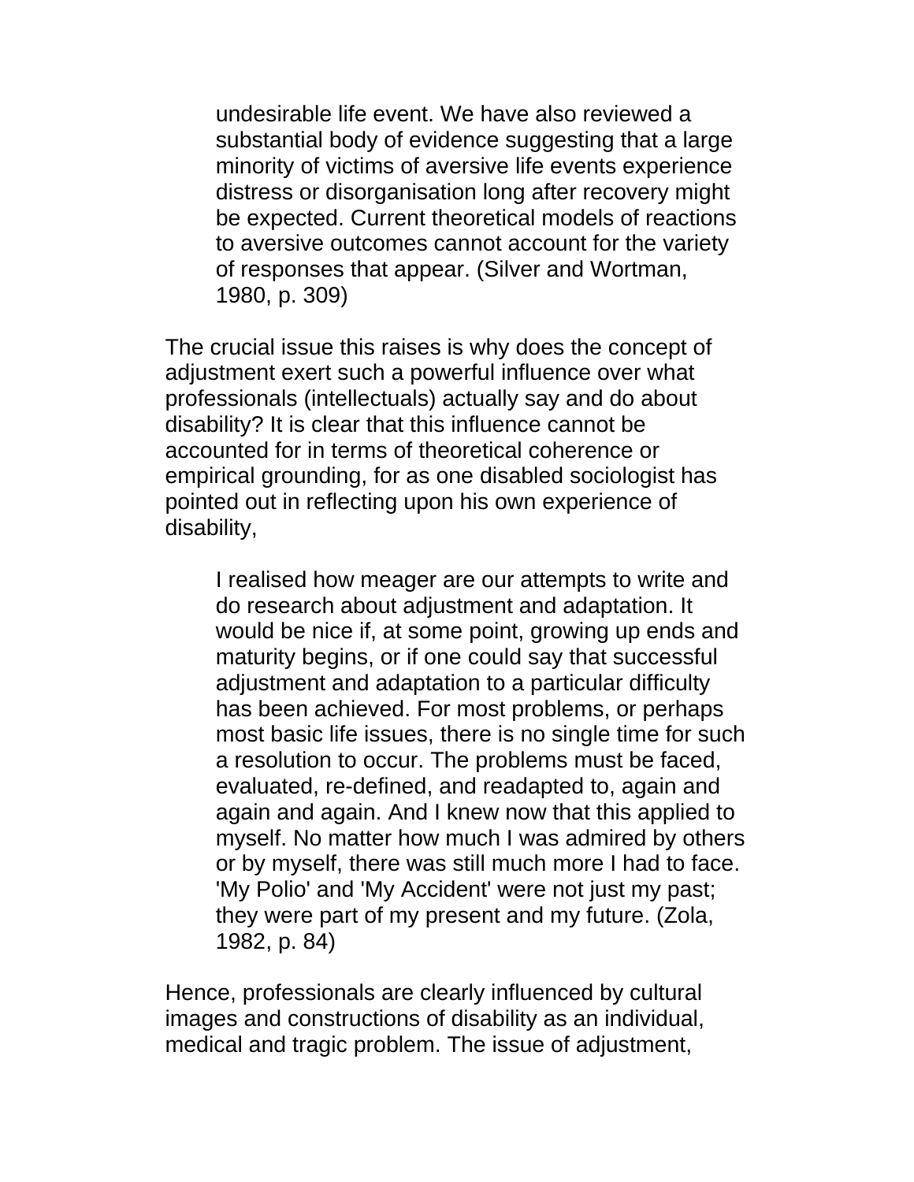> undesirable life event. We have also reviewed a substantial body of evidence suggesting that a large minority of victims of aversive life events experience distress or disorganisation long after recovery might be expected. Current theoretical models of reactions to aversive outcomes cannot account for the variety of responses that appear. (Silver and Wortman, 1980, p. 309)

The crucial issue this raises is why does the concept of adjustment exert such a powerful influence over what professionals (intellectuals) actually say and do about disability? It is clear that this influence cannot be accounted for in terms of theoretical coherence or empirical grounding, for as one disabled sociologist has pointed out in reflecting upon his own experience of disability,

> I realised how meager are our attempts to write and do research about adjustment and adaptation. It would be nice if, at some point, growing up ends and maturity begins, or if one could say that successful adjustment and adaptation to a particular difficulty has been achieved. For most problems, or perhaps most basic life issues, there is no single time for such a resolution to occur. The problems must be faced, evaluated, re-defined, and readapted to, again and again and again. And I knew now that this applied to myself. No matter how much I was admired by others or by myself, there was still much more I had to face. 'My Polio' and 'My Accident' were not just my past; they were part of my present and my future. (Zola, 1982, p. 84)

Hence, professionals are clearly influenced by cultural images and constructions of disability as an individual, medical and tragic problem. The issue of adjustment,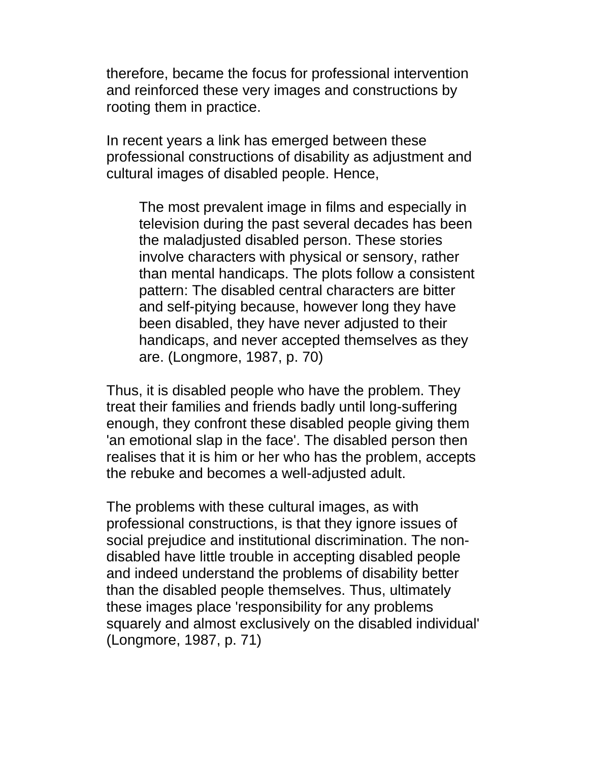therefore, became the focus for professional intervention and reinforced these very images and constructions by rooting them in practice.

In recent years a link has emerged between these professional constructions of disability as adjustment and cultural images of disabled people. Hence,

> The most prevalent image in films and especially in television during the past several decades has been the maladjusted disabled person. These stories involve characters with physical or sensory, rather than mental handicaps. The plots follow a consistent pattern: The disabled central characters are bitter and self-pitying because, however long they have been disabled, they have never adjusted to their handicaps, and never accepted themselves as they are. (Longmore, 1987, p. 70)

Thus, it is disabled people who have the problem. They treat their families and friends badly until long-suffering enough, they confront these disabled people giving them 'an emotional slap in the face'. The disabled person then realises that it is him or her who has the problem, accepts the rebuke and becomes a well-adjusted adult.

The problems with these cultural images, as with professional constructions, is that they ignore issues of social prejudice and institutional discrimination. The non-disabled have little trouble in accepting disabled people and indeed understand the problems of disability better than the disabled people themselves. Thus, ultimately these images place 'responsibility for any problems squarely and almost exclusively on the disabled individual' (Longmore, 1987, p. 71)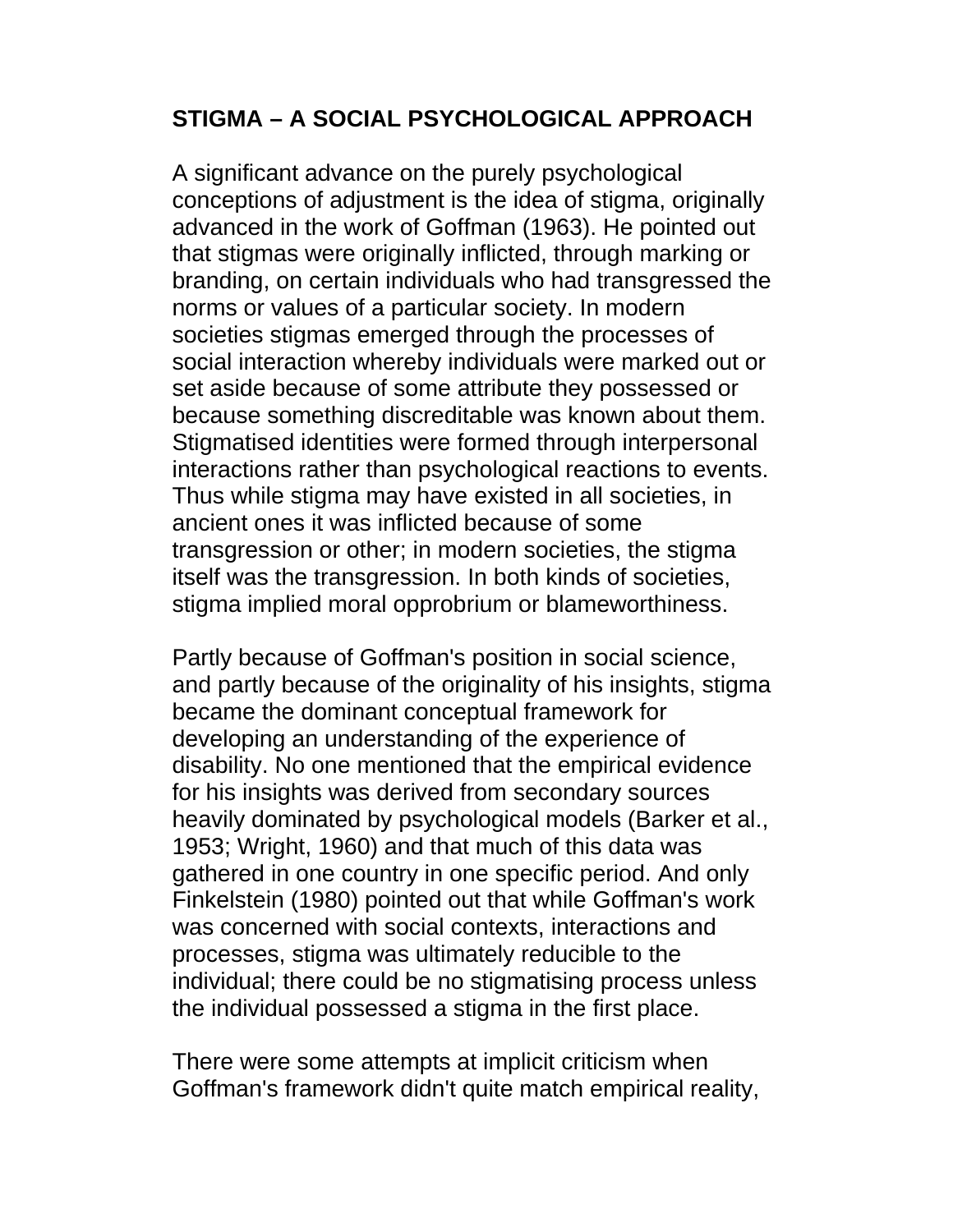## STIGMA – A SOCIAL PSYCHOLOGICAL APPROACH

A significant advance on the purely psychological conceptions of adjustment is the idea of stigma, originally advanced in the work of Goffman (1963). He pointed out that stigmas were originally inflicted, through marking or branding, on certain individuals who had transgressed the norms or values of a particular society. In modern societies stigmas emerged through the processes of social interaction whereby individuals were marked out or set aside because of some attribute they possessed or because something discreditable was known about them. Stigmatised identities were formed through interpersonal interactions rather than psychological reactions to events. Thus while stigma may have existed in all societies, in ancient ones it was inflicted because of some transgression or other; in modern societies, the stigma itself was the transgression. In both kinds of societies, stigma implied moral opprobrium or blameworthiness.

Partly because of Goffman's position in social science, and partly because of the originality of his insights, stigma became the dominant conceptual framework for developing an understanding of the experience of disability. No one mentioned that the empirical evidence for his insights was derived from secondary sources heavily dominated by psychological models (Barker et al., 1953; Wright, 1960) and that much of this data was gathered in one country in one specific period. And only Finkelstein (1980) pointed out that while Goffman's work was concerned with social contexts, interactions and processes, stigma was ultimately reducible to the individual; there could be no stigmatising process unless the individual possessed a stigma in the first place.

There were some attempts at implicit criticism when Goffman's framework didn't quite match empirical reality,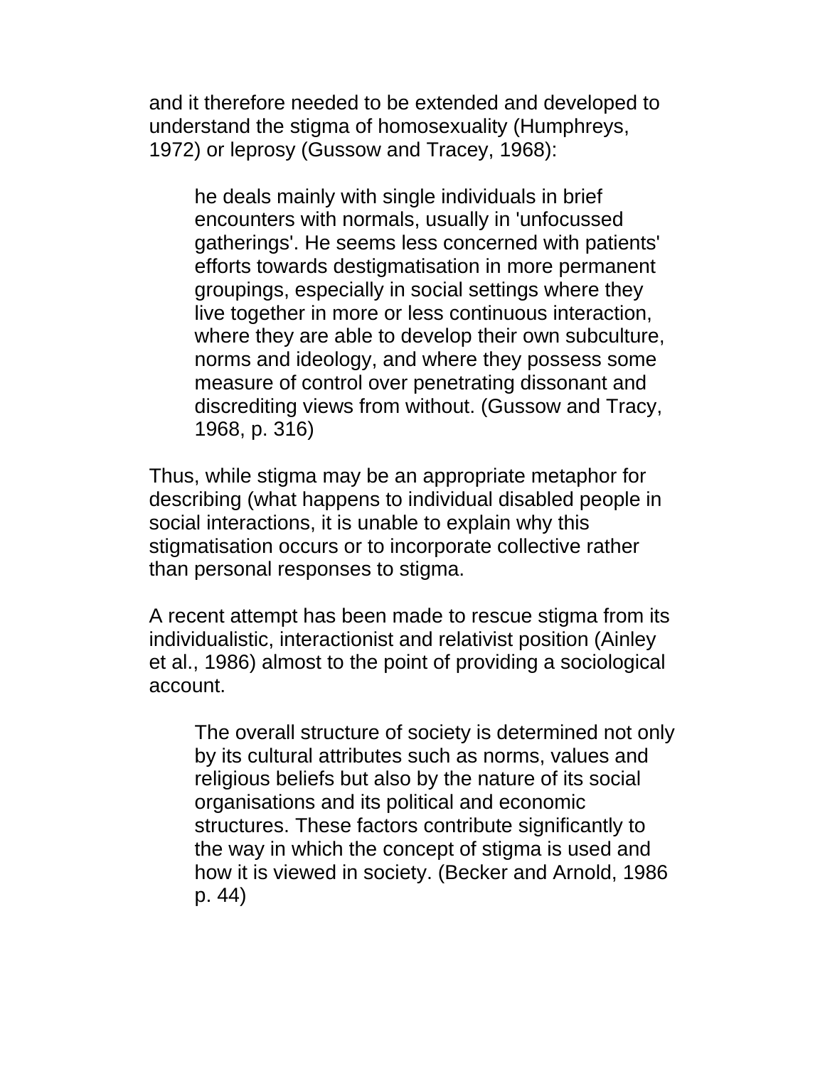and it therefore needed to be extended and developed to understand the stigma of homosexuality (Humphreys, 1972) or leprosy (Gussow and Tracey, 1968):

> he deals mainly with single individuals in brief encounters with normals, usually in 'unfocussed gatherings'. He seems less concerned with patients' efforts towards destigmatisation in more permanent groupings, especially in social settings where they live together in more or less continuous interaction, where they are able to develop their own subculture, norms and ideology, and where they possess some measure of control over penetrating dissonant and discrediting views from without. (Gussow and Tracy, 1968, p. 316)

Thus, while stigma may be an appropriate metaphor for describing (what happens to individual disabled people in social interactions, it is unable to explain why this stigmatisation occurs or to incorporate collective rather than personal responses to stigma.

A recent attempt has been made to rescue stigma from its individualistic, interactionist and relativist position (Ainley et al., 1986) almost to the point of providing a sociological account.

> The overall structure of society is determined not only by its cultural attributes such as norms, values and religious beliefs but also by the nature of its social organisations and its political and economic structures. These factors contribute significantly to the way in which the concept of stigma is used and how it is viewed in society. (Becker and Arnold, 1986 p. 44)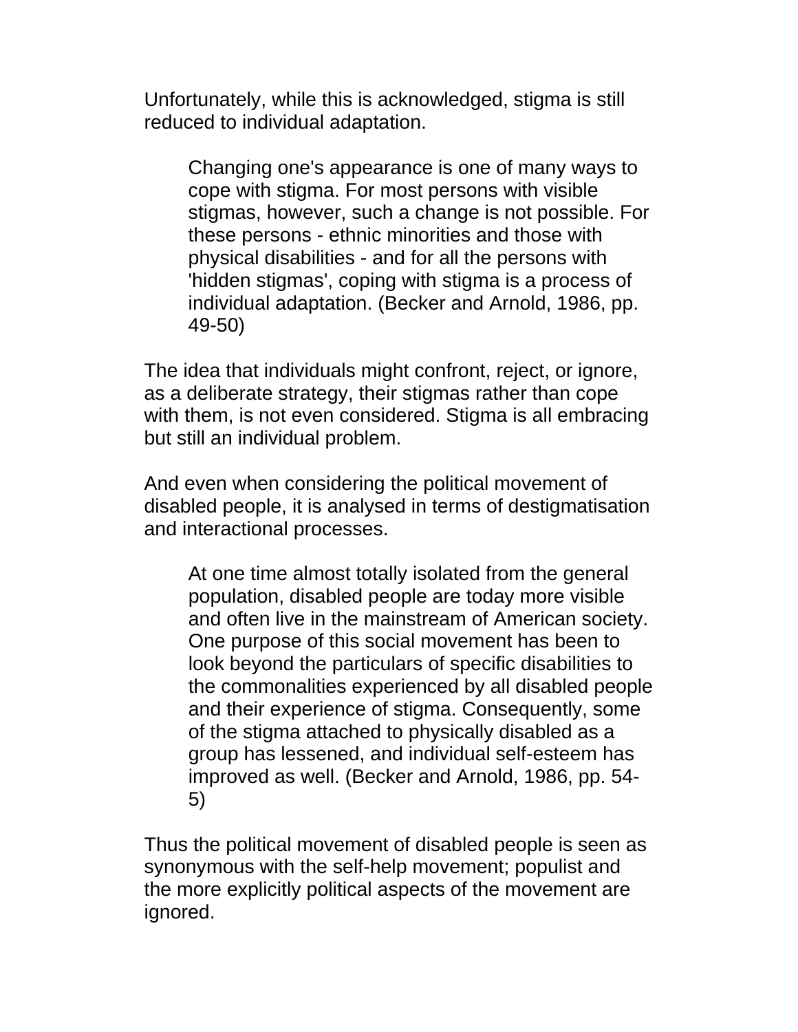Unfortunately, while this is acknowledged, stigma is still reduced to individual adaptation.

> Changing one's appearance is one of many ways to cope with stigma. For most persons with visible stigmas, however, such a change is not possible. For these persons - ethnic minorities and those with physical disabilities - and for all the persons with 'hidden stigmas', coping with stigma is a process of individual adaptation. (Becker and Arnold, 1986, pp. 49-50)

The idea that individuals might confront, reject, or ignore, as a deliberate strategy, their stigmas rather than cope with them, is not even considered. Stigma is all embracing but still an individual problem.

And even when considering the political movement of disabled people, it is analysed in terms of destigmatisation and interactional processes.

> At one time almost totally isolated from the general population, disabled people are today more visible and often live in the mainstream of American society. One purpose of this social movement has been to look beyond the particulars of specific disabilities to the commonalities experienced by all disabled people and their experience of stigma. Consequently, some of the stigma attached to physically disabled as a group has lessened, and individual self-esteem has improved as well. (Becker and Arnold, 1986, pp. 54-5)

Thus the political movement of disabled people is seen as synonymous with the self-help movement; populist and the more explicitly political aspects of the movement are ignored.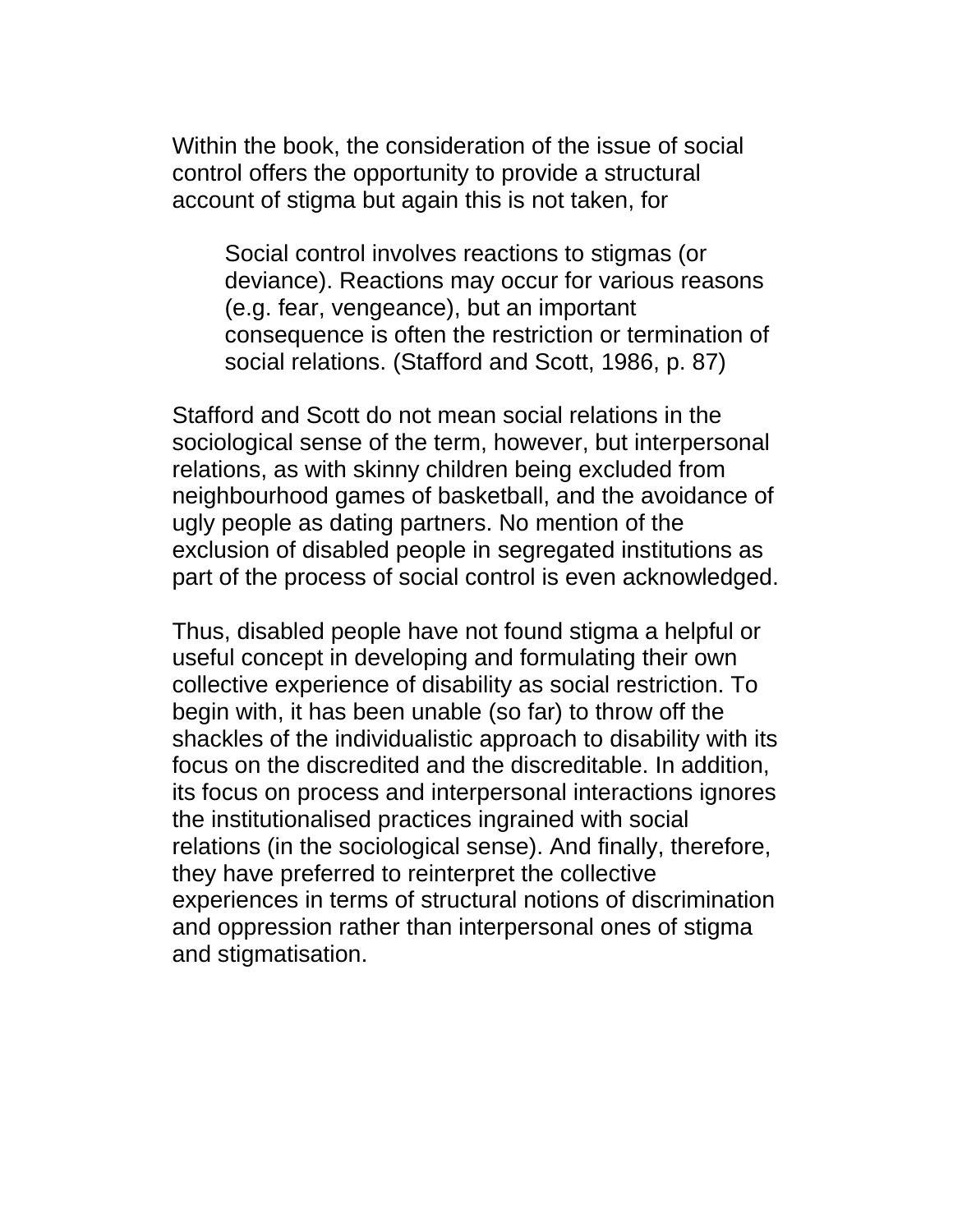Within the book, the consideration of the issue of social control offers the opportunity to provide a structural account of stigma but again this is not taken, for

> Social control involves reactions to stigmas (or deviance). Reactions may occur for various reasons (e.g. fear, vengeance), but an important consequence is often the restriction or termination of social relations. (Stafford and Scott, 1986, p. 87)

Stafford and Scott do not mean social relations in the sociological sense of the term, however, but interpersonal relations, as with skinny children being excluded from neighbourhood games of basketball, and the avoidance of ugly people as dating partners. No mention of the exclusion of disabled people in segregated institutions as part of the process of social control is even acknowledged.

Thus, disabled people have not found stigma a helpful or useful concept in developing and formulating their own collective experience of disability as social restriction. To begin with, it has been unable (so far) to throw off the shackles of the individualistic approach to disability with its focus on the discredited and the discreditable. In addition, its focus on process and interpersonal interactions ignores the institutionalised practices ingrained with social relations (in the sociological sense). And finally, therefore, they have preferred to reinterpret the collective experiences in terms of structural notions of discrimination and oppression rather than interpersonal ones of stigma and stigmatisation.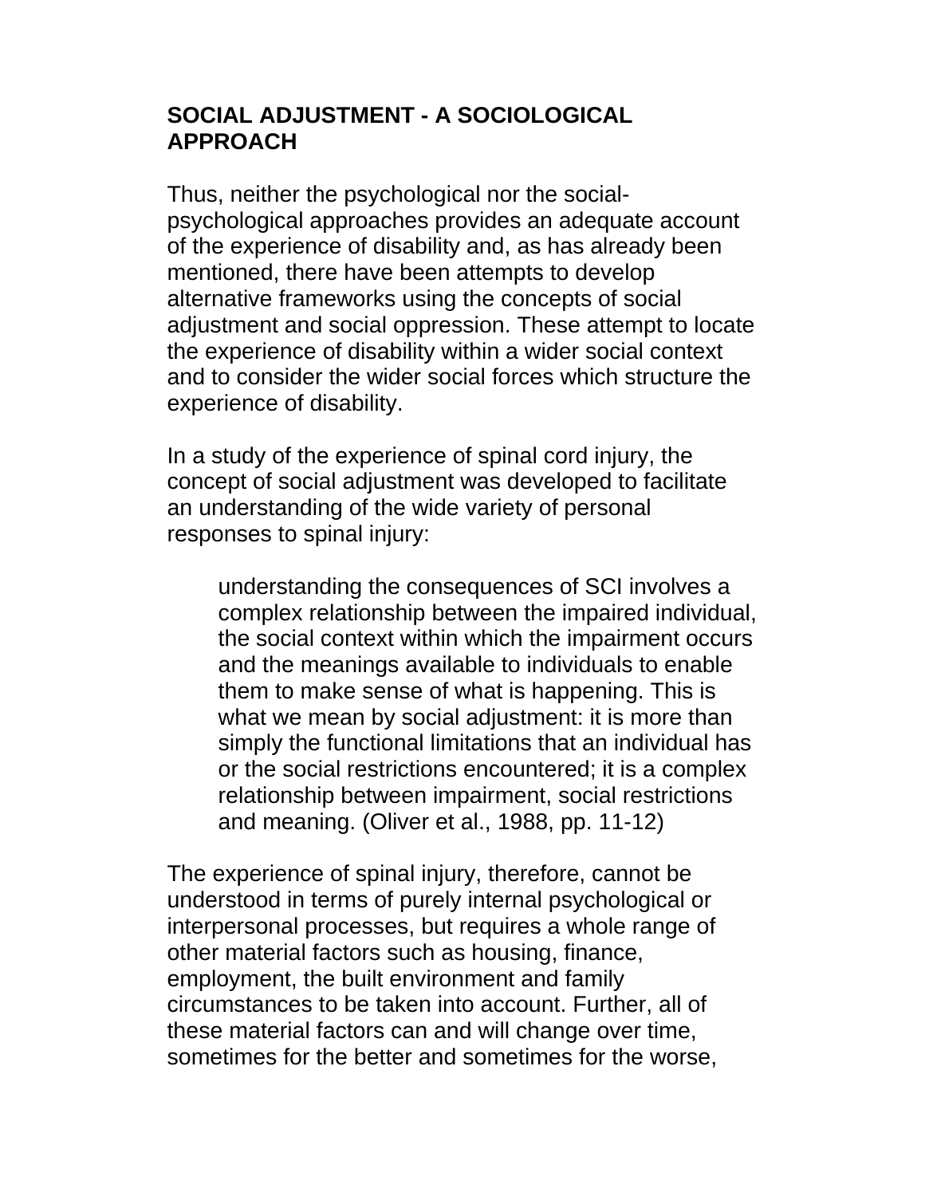## SOCIAL ADJUSTMENT - A SOCIOLOGICAL APPROACH

Thus, neither the psychological nor the social-psychological approaches provides an adequate account of the experience of disability and, as has already been mentioned, there have been attempts to develop alternative frameworks using the concepts of social adjustment and social oppression. These attempt to locate the experience of disability within a wider social context and to consider the wider social forces which structure the experience of disability.

In a study of the experience of spinal cord injury, the concept of social adjustment was developed to facilitate an understanding of the wide variety of personal responses to spinal injury:

> understanding the consequences of SCI involves a complex relationship between the impaired individual, the social context within which the impairment occurs and the meanings available to individuals to enable them to make sense of what is happening. This is what we mean by social adjustment: it is more than simply the functional limitations that an individual has or the social restrictions encountered; it is a complex relationship between impairment, social restrictions and meaning. (Oliver et al., 1988, pp. 11-12)

The experience of spinal injury, therefore, cannot be understood in terms of purely internal psychological or interpersonal processes, but requires a whole range of other material factors such as housing, finance, employment, the built environment and family circumstances to be taken into account. Further, all of these material factors can and will change over time, sometimes for the better and sometimes for the worse,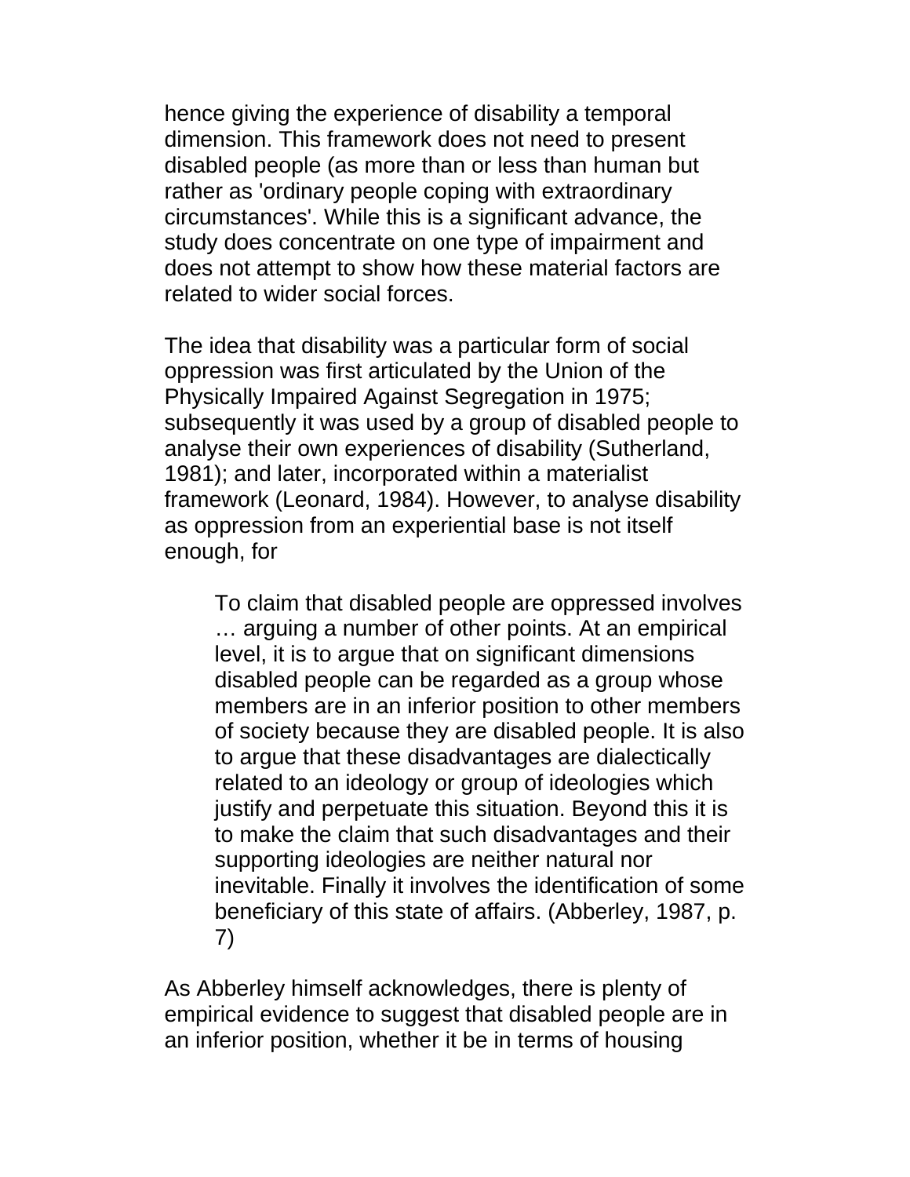hence giving the experience of disability a temporal dimension. This framework does not need to present disabled people (as more than or less than human but rather as 'ordinary people coping with extraordinary circumstances'. While this is a significant advance, the study does concentrate on one type of impairment and does not attempt to show how these material factors are related to wider social forces.

The idea that disability was a particular form of social oppression was first articulated by the Union of the Physically Impaired Against Segregation in 1975; subsequently it was used by a group of disabled people to analyse their own experiences of disability (Sutherland, 1981); and later, incorporated within a materialist framework (Leonard, 1984). However, to analyse disability as oppression from an experiential base is not itself enough, for

> To claim that disabled people are oppressed involves … arguing a number of other points. At an empirical level, it is to argue that on significant dimensions disabled people can be regarded as a group whose members are in an inferior position to other members of society because they are disabled people. It is also to argue that these disadvantages are dialectically related to an ideology or group of ideologies which justify and perpetuate this situation. Beyond this it is to make the claim that such disadvantages and their supporting ideologies are neither natural nor inevitable. Finally it involves the identification of some beneficiary of this state of affairs. (Abberley, 1987, p. 7)

As Abberley himself acknowledges, there is plenty of empirical evidence to suggest that disabled people are in an inferior position, whether it be in terms of housing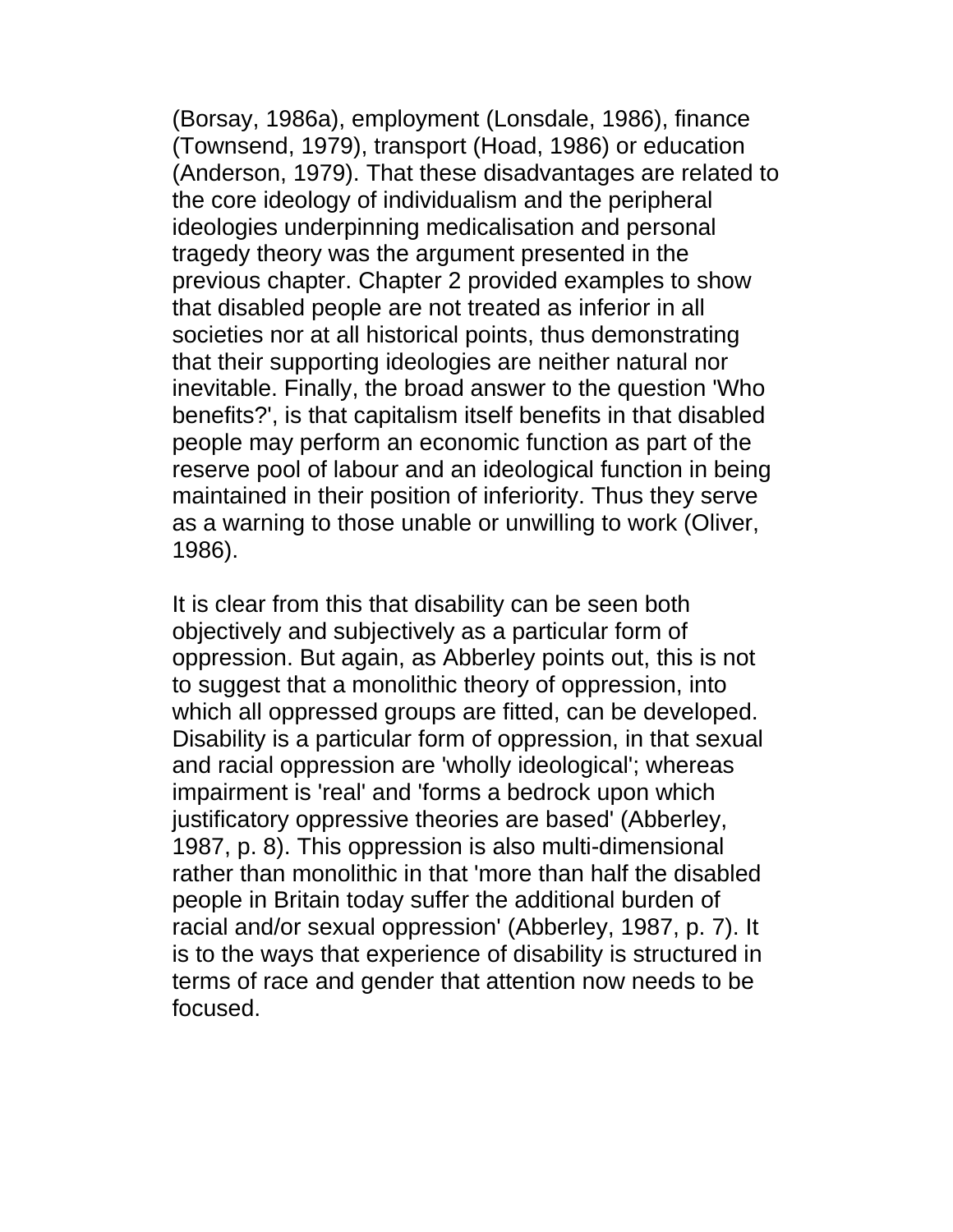(Borsay, 1986a), employment (Lonsdale, 1986), finance (Townsend, 1979), transport (Hoad, 1986) or education (Anderson, 1979). That these disadvantages are related to the core ideology of individualism and the peripheral ideologies underpinning medicalisation and personal tragedy theory was the argument presented in the previous chapter. Chapter 2 provided examples to show that disabled people are not treated as inferior in all societies nor at all historical points, thus demonstrating that their supporting ideologies are neither natural nor inevitable. Finally, the broad answer to the question 'Who benefits?', is that capitalism itself benefits in that disabled people may perform an economic function as part of the reserve pool of labour and an ideological function in being maintained in their position of inferiority. Thus they serve as a warning to those unable or unwilling to work (Oliver, 1986).

It is clear from this that disability can be seen both objectively and subjectively as a particular form of oppression. But again, as Abberley points out, this is not to suggest that a monolithic theory of oppression, into which all oppressed groups are fitted, can be developed. Disability is a particular form of oppression, in that sexual and racial oppression are 'wholly ideological'; whereas impairment is 'real' and 'forms a bedrock upon which justificatory oppressive theories are based' (Abberley, 1987, p. 8). This oppression is also multi-dimensional rather than monolithic in that 'more than half the disabled people in Britain today suffer the additional burden of racial and/or sexual oppression' (Abberley, 1987, p. 7). It is to the ways that experience of disability is structured in terms of race and gender that attention now needs to be focused.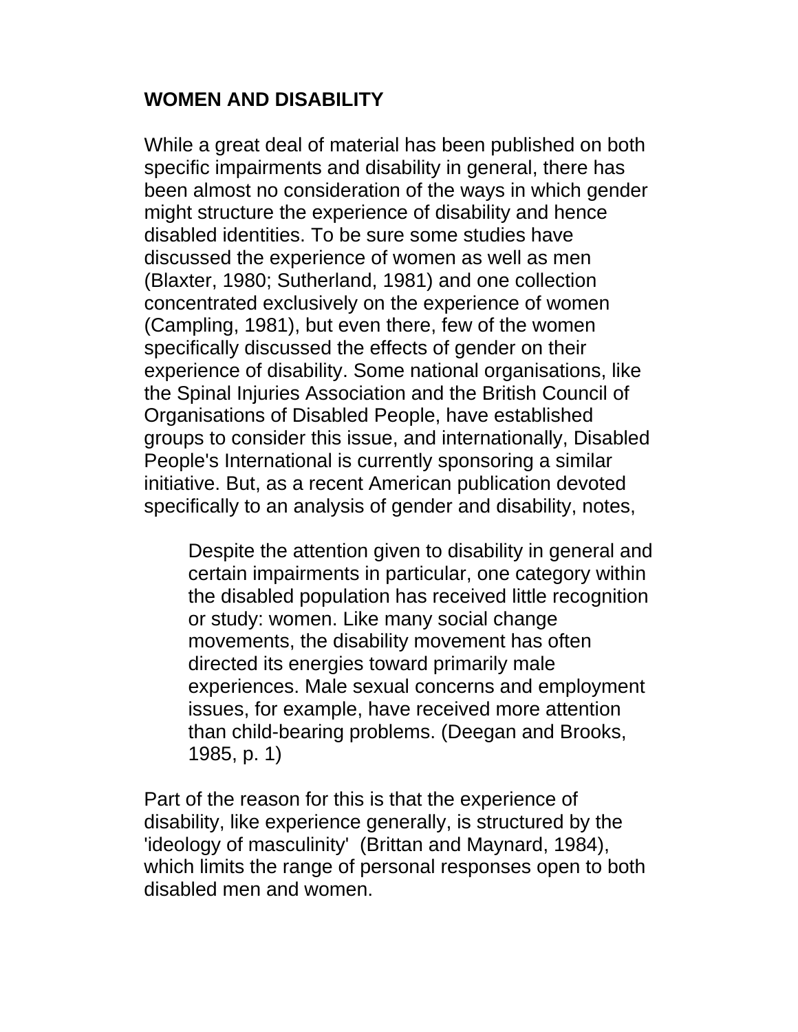## WOMEN AND DISABILITY

While a great deal of material has been published on both specific impairments and disability in general, there has been almost no consideration of the ways in which gender might structure the experience of disability and hence disabled identities. To be sure some studies have discussed the experience of women as well as men (Blaxter, 1980; Sutherland, 1981) and one collection concentrated exclusively on the experience of women (Campling, 1981), but even there, few of the women specifically discussed the effects of gender on their experience of disability. Some national organisations, like the Spinal Injuries Association and the British Council of Organisations of Disabled People, have established groups to consider this issue, and internationally, Disabled People's International is currently sponsoring a similar initiative. But, as a recent American publication devoted specifically to an analysis of gender and disability, notes,

> Despite the attention given to disability in general and certain impairments in particular, one category within the disabled population has received little recognition or study: women. Like many social change movements, the disability movement has often directed its energies toward primarily male experiences. Male sexual concerns and employment issues, for example, have received more attention than child-bearing problems. (Deegan and Brooks, 1985, p. 1)

Part of the reason for this is that the experience of disability, like experience generally, is structured by the 'ideology of masculinity' (Brittan and Maynard, 1984), which limits the range of personal responses open to both disabled men and women.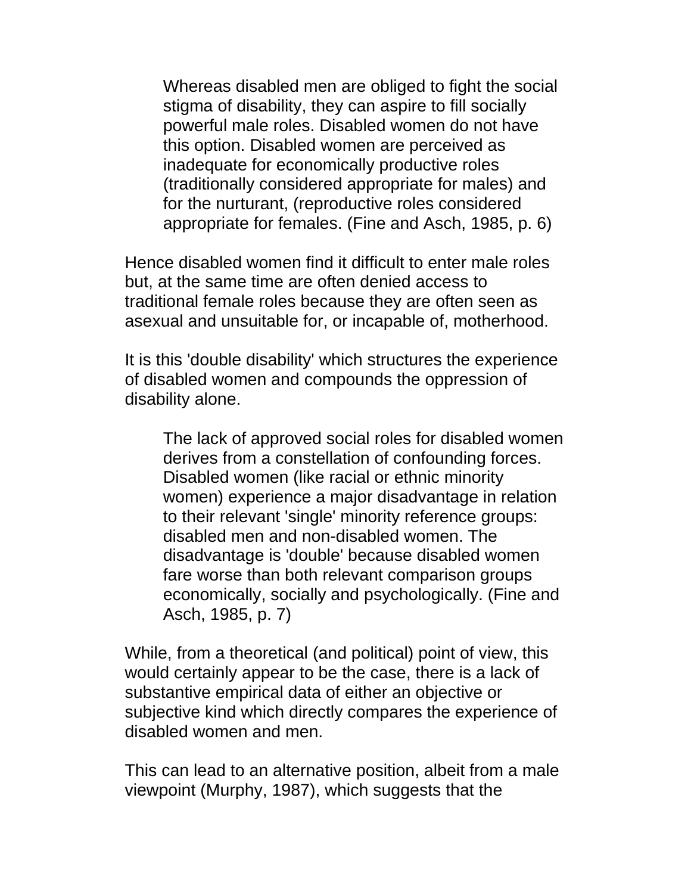> Whereas disabled men are obliged to fight the social stigma of disability, they can aspire to fill socially powerful male roles. Disabled women do not have this option. Disabled women are perceived as inadequate for economically productive roles (traditionally considered appropriate for males) and for the nurturant, (reproductive roles considered appropriate for females. (Fine and Asch, 1985, p. 6)

Hence disabled women find it difficult to enter male roles but, at the same time are often denied access to traditional female roles because they are often seen as asexual and unsuitable for, or incapable of, motherhood.

It is this 'double disability' which structures the experience of disabled women and compounds the oppression of disability alone.

> The lack of approved social roles for disabled women derives from a constellation of confounding forces. Disabled women (like racial or ethnic minority women) experience a major disadvantage in relation to their relevant 'single' minority reference groups: disabled men and non-disabled women. The disadvantage is 'double' because disabled women fare worse than both relevant comparison groups economically, socially and psychologically. (Fine and Asch, 1985, p. 7)

While, from a theoretical (and political) point of view, this would certainly appear to be the case, there is a lack of substantive empirical data of either an objective or subjective kind which directly compares the experience of disabled women and men.

This can lead to an alternative position, albeit from a male viewpoint (Murphy, 1987), which suggests that the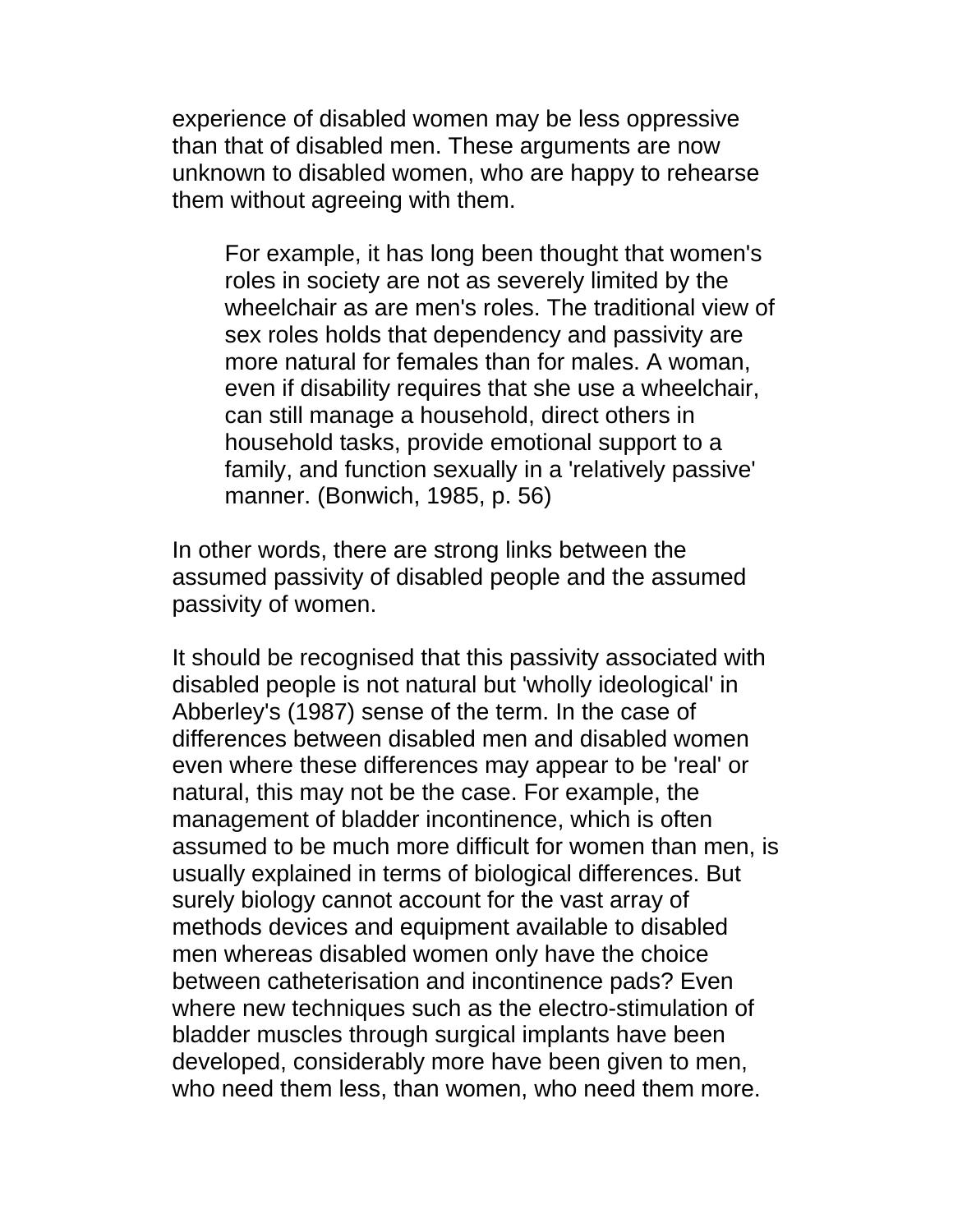experience of disabled women may be less oppressive than that of disabled men. These arguments are now unknown to disabled women, who are happy to rehearse them without agreeing with them.

> For example, it has long been thought that women's roles in society are not as severely limited by the wheelchair as are men's roles. The traditional view of sex roles holds that dependency and passivity are more natural for females than for males. A woman, even if disability requires that she use a wheelchair, can still manage a household, direct others in household tasks, provide emotional support to a family, and function sexually in a 'relatively passive' manner. (Bonwich, 1985, p. 56)

In other words, there are strong links between the assumed passivity of disabled people and the assumed passivity of women.

It should be recognised that this passivity associated with disabled people is not natural but 'wholly ideological' in Abberley's (1987) sense of the term. In the case of differences between disabled men and disabled women even where these differences may appear to be 'real' or natural, this may not be the case. For example, the management of bladder incontinence, which is often assumed to be much more difficult for women than men, is usually explained in terms of biological differences. But surely biology cannot account for the vast array of methods devices and equipment available to disabled men whereas disabled women only have the choice between catheterisation and incontinence pads? Even where new techniques such as the electro-stimulation of bladder muscles through surgical implants have been developed, considerably more have been given to men, who need them less, than women, who need them more.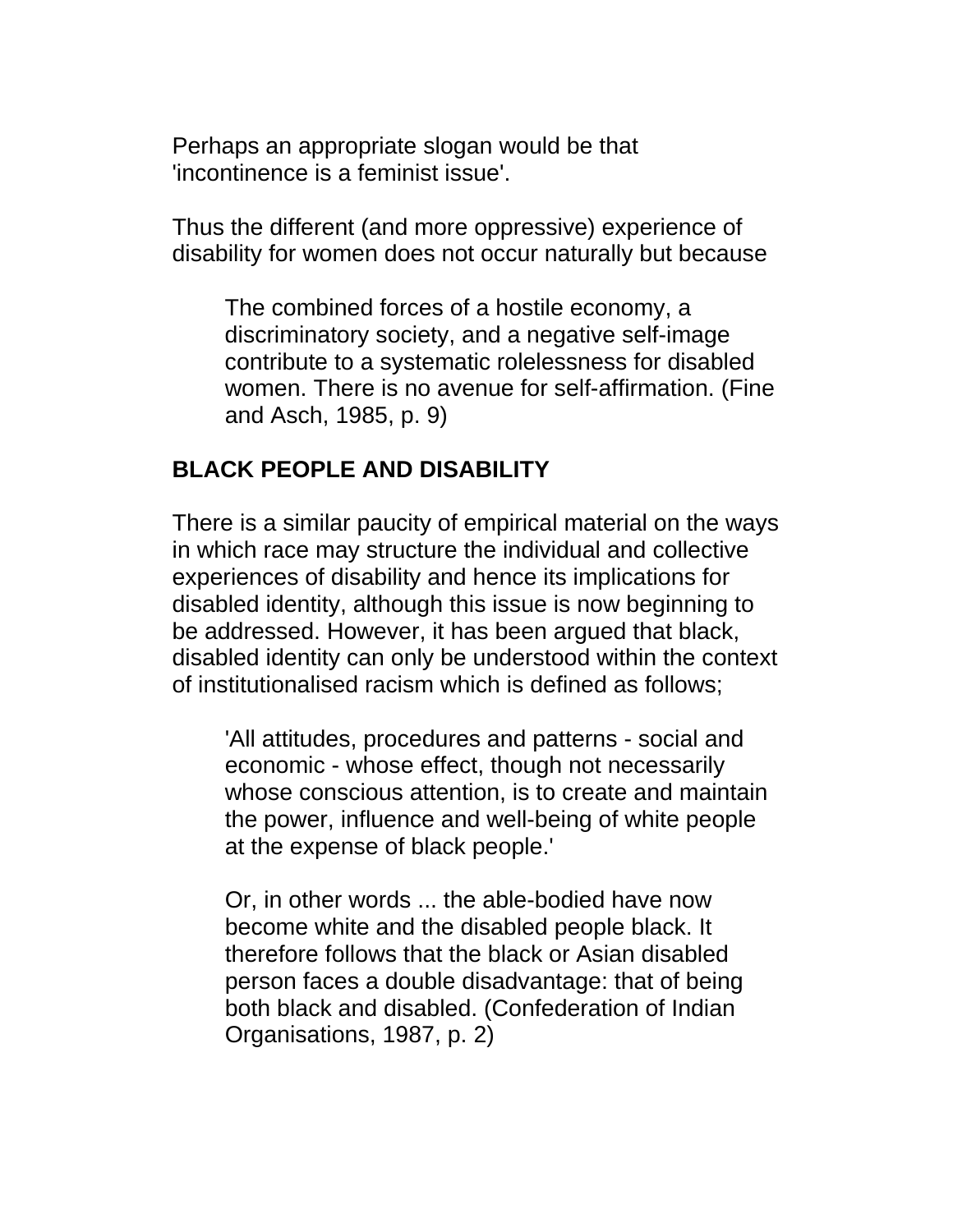Perhaps an appropriate slogan would be that 'incontinence is a feminist issue'.

Thus the different (and more oppressive) experience of disability for women does not occur naturally but because

> The combined forces of a hostile economy, a discriminatory society, and a negative self-image contribute to a systematic rolelessness for disabled women. There is no avenue for self-affirmation. (Fine and Asch, 1985, p. 9)

## BLACK PEOPLE AND DISABILITY

There is a similar paucity of empirical material on the ways in which race may structure the individual and collective experiences of disability and hence its implications for disabled identity, although this issue is now beginning to be addressed. However, it has been argued that black, disabled identity can only be understood within the context of institutionalised racism which is defined as follows;

> 'All attitudes, procedures and patterns - social and economic - whose effect, though not necessarily whose conscious attention, is to create and maintain the power, influence and well-being of white people at the expense of black people.'
>
> Or, in other words ... the able-bodied have now become white and the disabled people black. It therefore follows that the black or Asian disabled person faces a double disadvantage: that of being both black and disabled. (Confederation of Indian Organisations, 1987, p. 2)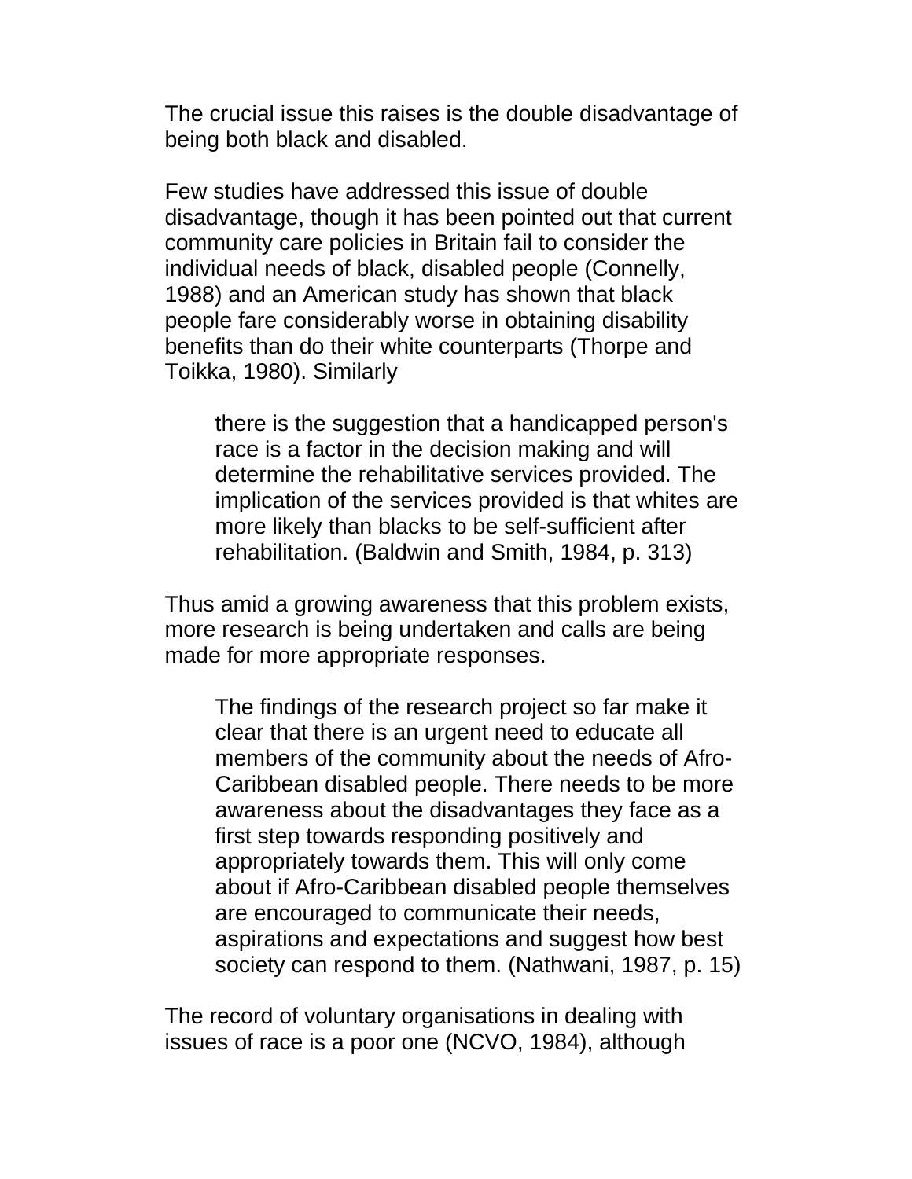The crucial issue this raises is the double disadvantage of being both black and disabled.

Few studies have addressed this issue of double disadvantage, though it has been pointed out that current community care policies in Britain fail to consider the individual needs of black, disabled people (Connelly, 1988) and an American study has shown that black people fare considerably worse in obtaining disability benefits than do their white counterparts (Thorpe and Toikka, 1980). Similarly

> there is the suggestion that a handicapped person's race is a factor in the decision making and will determine the rehabilitative services provided. The implication of the services provided is that whites are more likely than blacks to be self-sufficient after rehabilitation. (Baldwin and Smith, 1984, p. 313)

Thus amid a growing awareness that this problem exists, more research is being undertaken and calls are being made for more appropriate responses.

> The findings of the research project so far make it clear that there is an urgent need to educate all members of the community about the needs of Afro-Caribbean disabled people. There needs to be more awareness about the disadvantages they face as a first step towards responding positively and appropriately towards them. This will only come about if Afro-Caribbean disabled people themselves are encouraged to communicate their needs, aspirations and expectations and suggest how best society can respond to them. (Nathwani, 1987, p. 15)

The record of voluntary organisations in dealing with issues of race is a poor one (NCVO, 1984), although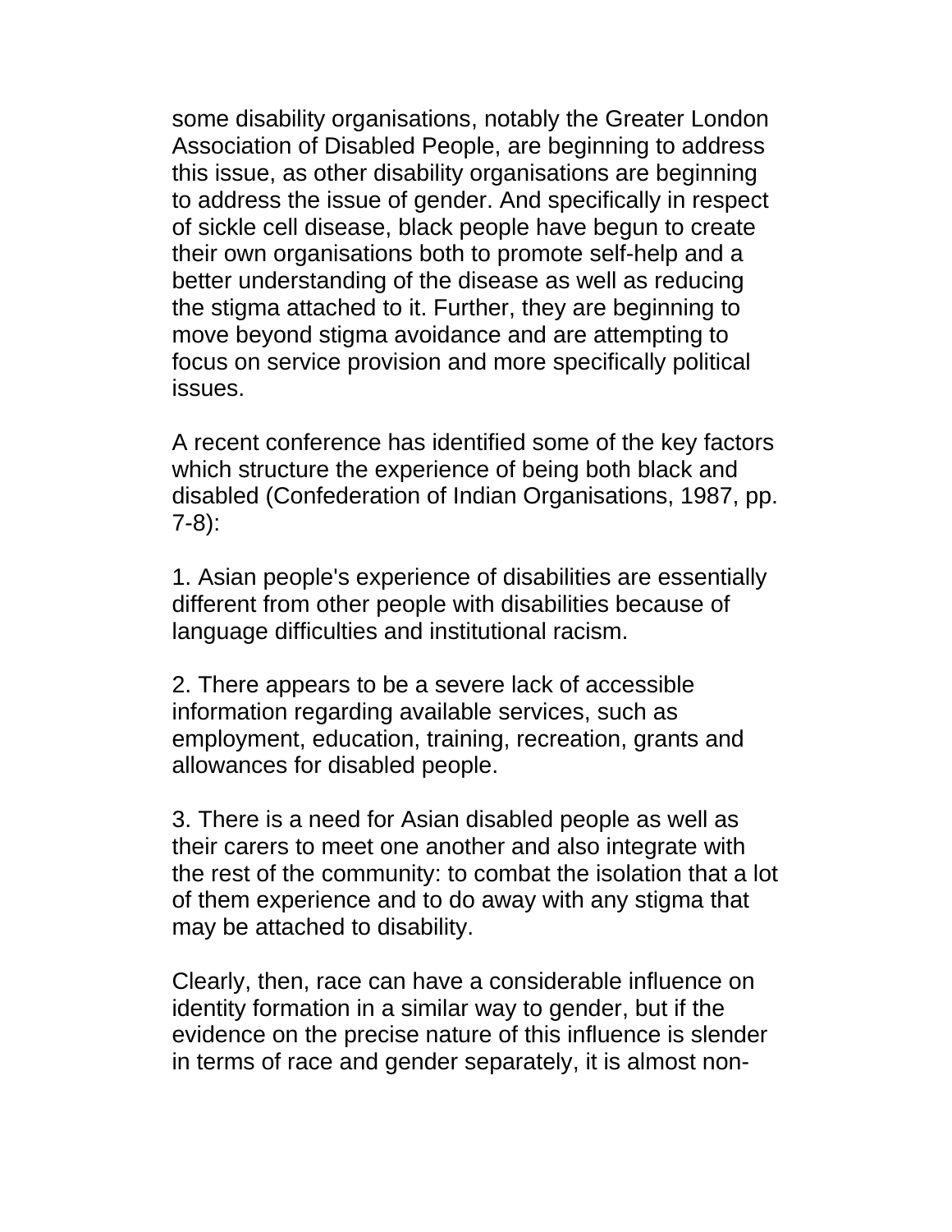some disability organisations, notably the Greater London Association of Disabled People, are beginning to address this issue, as other disability organisations are beginning to address the issue of gender. And specifically in respect of sickle cell disease, black people have begun to create their own organisations both to promote self-help and a better understanding of the disease as well as reducing the stigma attached to it. Further, they are beginning to move beyond stigma avoidance and are attempting to focus on service provision and more specifically political issues.

A recent conference has identified some of the key factors which structure the experience of being both black and disabled (Confederation of Indian Organisations, 1987, pp. 7-8):

1. Asian people's experience of disabilities are essentially different from other people with disabilities because of language difficulties and institutional racism.

2. There appears to be a severe lack of accessible information regarding available services, such as employment, education, training, recreation, grants and allowances for disabled people.

3. There is a need for Asian disabled people as well as their carers to meet one another and also integrate with the rest of the community: to combat the isolation that a lot of them experience and to do away with any stigma that may be attached to disability.

Clearly, then, race can have a considerable influence on identity formation in a similar way to gender, but if the evidence on the precise nature of this influence is slender in terms of race and gender separately, it is almost non-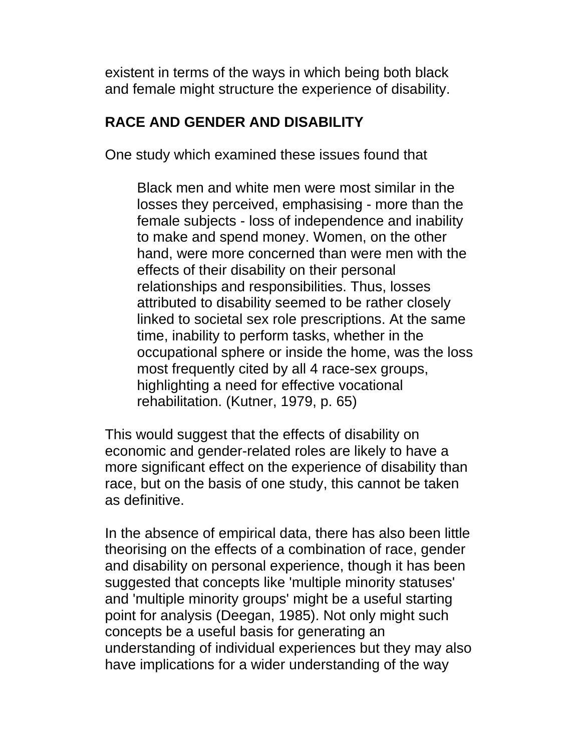existent in terms of the ways in which being both black and female might structure the experience of disability.

## RACE AND GENDER AND DISABILITY

One study which examined these issues found that

> Black men and white men were most similar in the losses they perceived, emphasising - more than the female subjects - loss of independence and inability to make and spend money. Women, on the other hand, were more concerned than were men with the effects of their disability on their personal relationships and responsibilities. Thus, losses attributed to disability seemed to be rather closely linked to societal sex role prescriptions. At the same time, inability to perform tasks, whether in the occupational sphere or inside the home, was the loss most frequently cited by all 4 race-sex groups, highlighting a need for effective vocational rehabilitation. (Kutner, 1979, p. 65)

This would suggest that the effects of disability on economic and gender-related roles are likely to have a more significant effect on the experience of disability than race, but on the basis of one study, this cannot be taken as definitive.

In the absence of empirical data, there has also been little theorising on the effects of a combination of race, gender and disability on personal experience, though it has been suggested that concepts like 'multiple minority statuses' and 'multiple minority groups' might be a useful starting point for analysis (Deegan, 1985). Not only might such concepts be a useful basis for generating an understanding of individual experiences but they may also have implications for a wider understanding of the way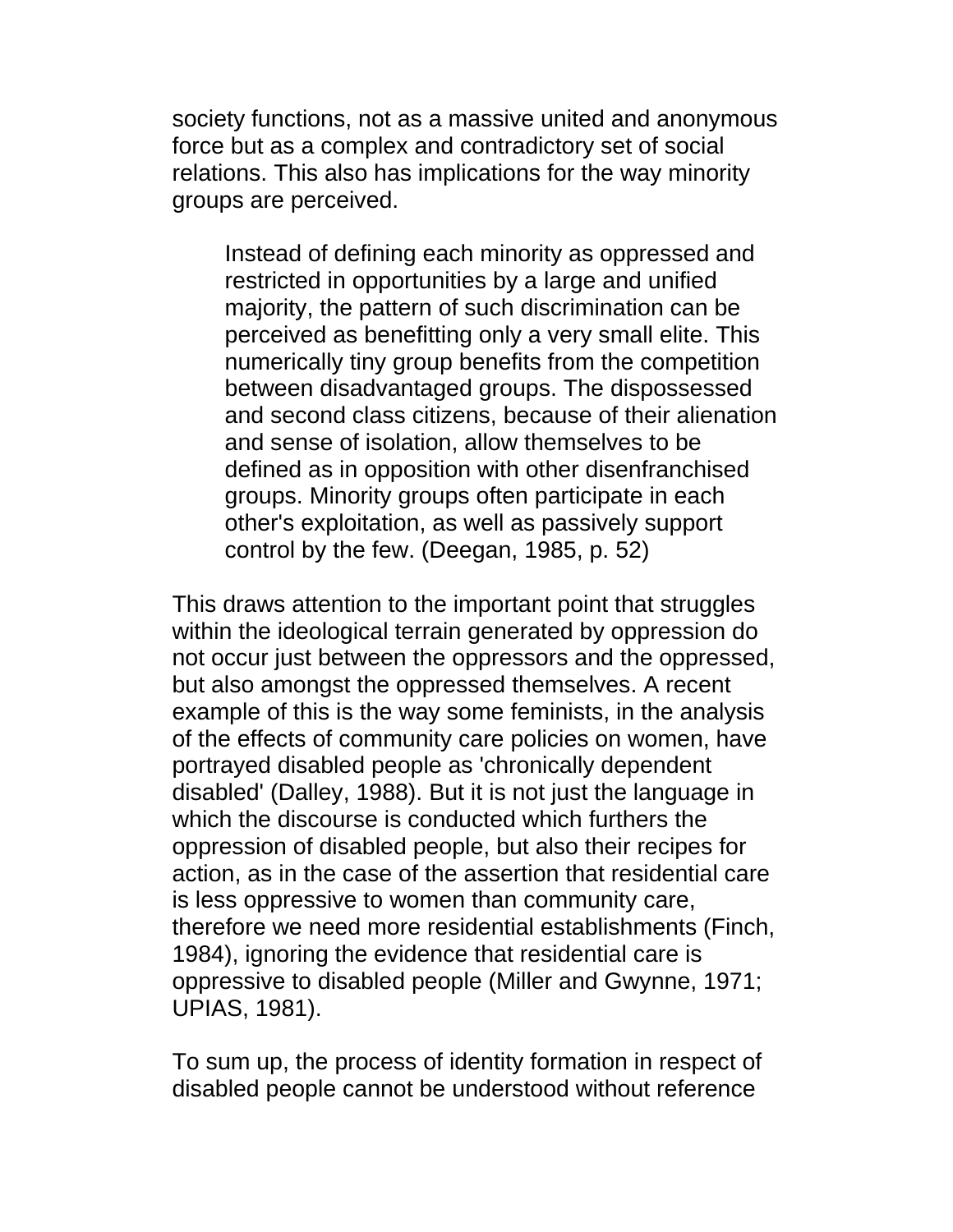society functions, not as a massive united and anonymous force but as a complex and contradictory set of social relations. This also has implications for the way minority groups are perceived.

> Instead of defining each minority as oppressed and restricted in opportunities by a large and unified majority, the pattern of such discrimination can be perceived as benefitting only a very small elite. This numerically tiny group benefits from the competition between disadvantaged groups. The dispossessed and second class citizens, because of their alienation and sense of isolation, allow themselves to be defined as in opposition with other disenfranchised groups. Minority groups often participate in each other's exploitation, as well as passively support control by the few. (Deegan, 1985, p. 52)

This draws attention to the important point that struggles within the ideological terrain generated by oppression do not occur just between the oppressors and the oppressed, but also amongst the oppressed themselves. A recent example of this is the way some feminists, in the analysis of the effects of community care policies on women, have portrayed disabled people as 'chronically dependent disabled' (Dalley, 1988). But it is not just the language in which the discourse is conducted which furthers the oppression of disabled people, but also their recipes for action, as in the case of the assertion that residential care is less oppressive to women than community care, therefore we need more residential establishments (Finch, 1984), ignoring the evidence that residential care is oppressive to disabled people (Miller and Gwynne, 1971; UPIAS, 1981).

To sum up, the process of identity formation in respect of disabled people cannot be understood without reference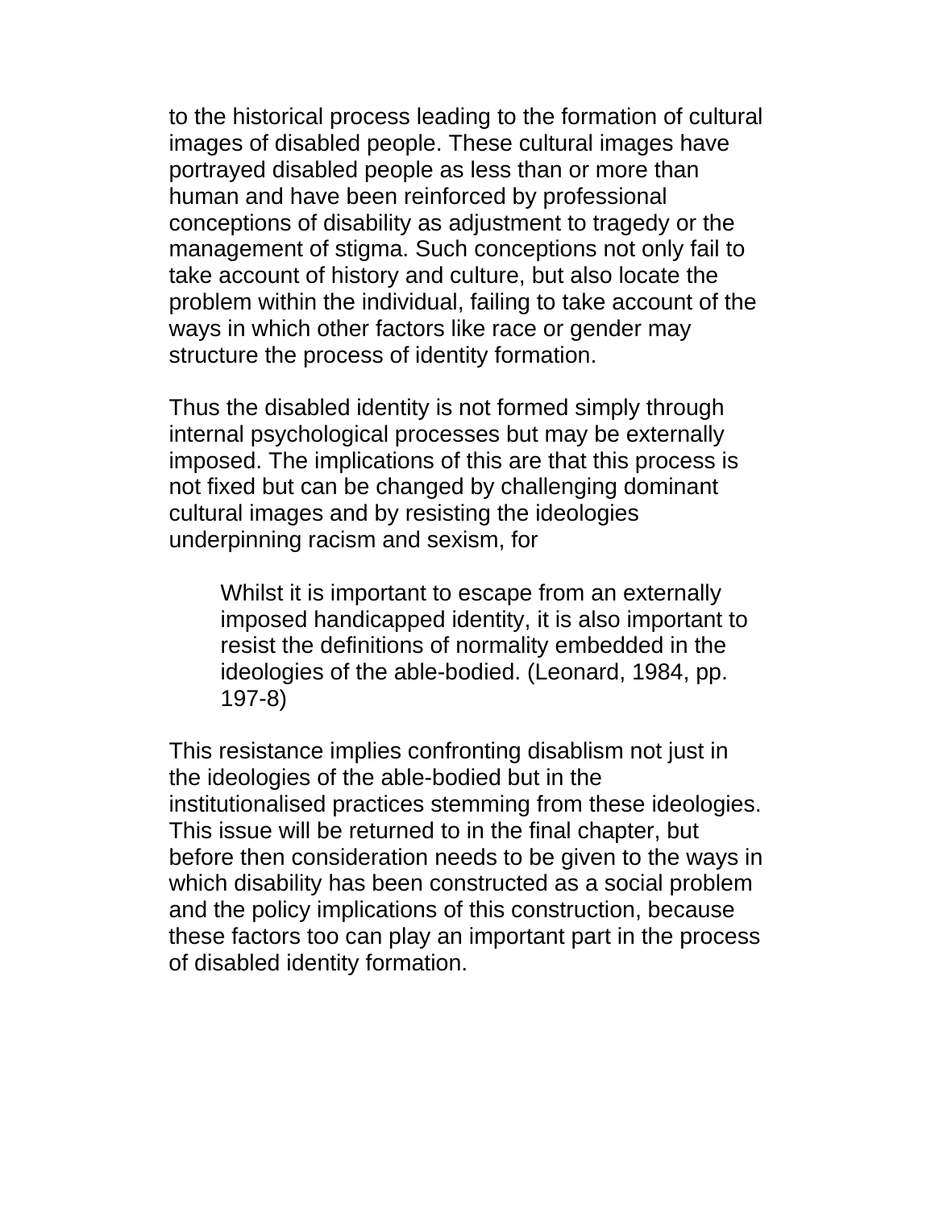to the historical process leading to the formation of cultural images of disabled people. These cultural images have portrayed disabled people as less than or more than human and have been reinforced by professional conceptions of disability as adjustment to tragedy or the management of stigma. Such conceptions not only fail to take account of history and culture, but also locate the problem within the individual, failing to take account of the ways in which other factors like race or gender may structure the process of identity formation.

Thus the disabled identity is not formed simply through internal psychological processes but may be externally imposed. The implications of this are that this process is not fixed but can be changed by challenging dominant cultural images and by resisting the ideologies underpinning racism and sexism, for

> Whilst it is important to escape from an externally imposed handicapped identity, it is also important to resist the definitions of normality embedded in the ideologies of the able-bodied. (Leonard, 1984, pp. 197-8)

This resistance implies confronting disablism not just in the ideologies of the able-bodied but in the institutionalised practices stemming from these ideologies. This issue will be returned to in the final chapter, but before then consideration needs to be given to the ways in which disability has been constructed as a social problem and the policy implications of this construction, because these factors too can play an important part in the process of disabled identity formation.